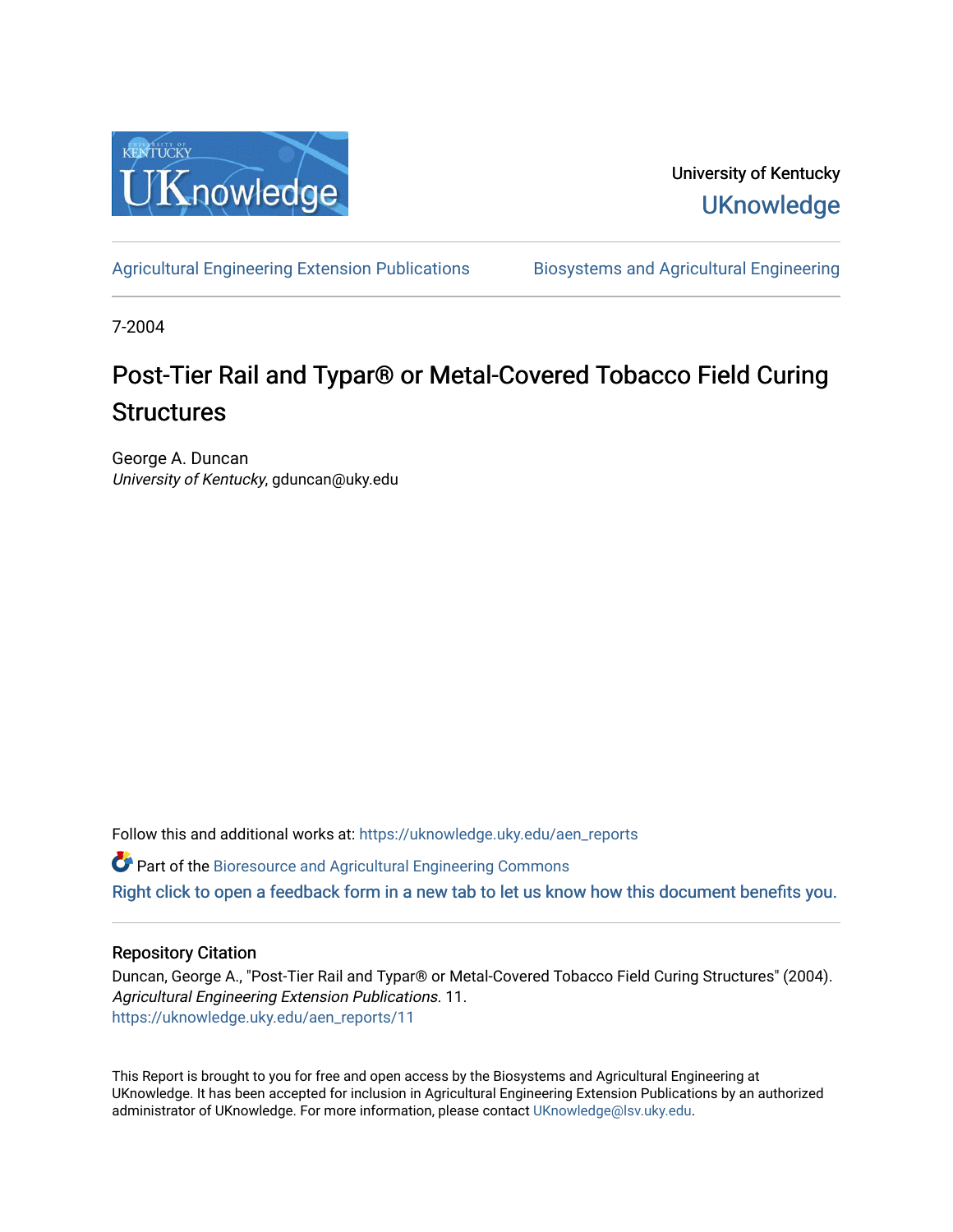University of Kentucky
UKnowledge

Agricultural Engineering Extension Publications | Biosystems and Agricultural Engineering

7-2004

# Post-Tier Rail and Typar® or Metal-Covered Tobacco Field Curing Structures

George A. Duncan
*University of Kentucky*, gduncan@uky.edu

Follow this and additional works at: https://uknowledge.uky.edu/aen_reports

Part of the Bioresource and Agricultural Engineering Commons

Right click to open a feedback form in a new tab to let us know how this document benefits you.

## Repository Citation

Duncan, George A., "Post-Tier Rail and Typar® or Metal-Covered Tobacco Field Curing Structures" (2004). *Agricultural Engineering Extension Publications*. 11.
https://uknowledge.uky.edu/aen_reports/11

This Report is brought to you for free and open access by the Biosystems and Agricultural Engineering at UKnowledge. It has been accepted for inclusion in Agricultural Engineering Extension Publications by an authorized administrator of UKnowledge. For more information, please contact UKnowledge@lsv.uky.edu.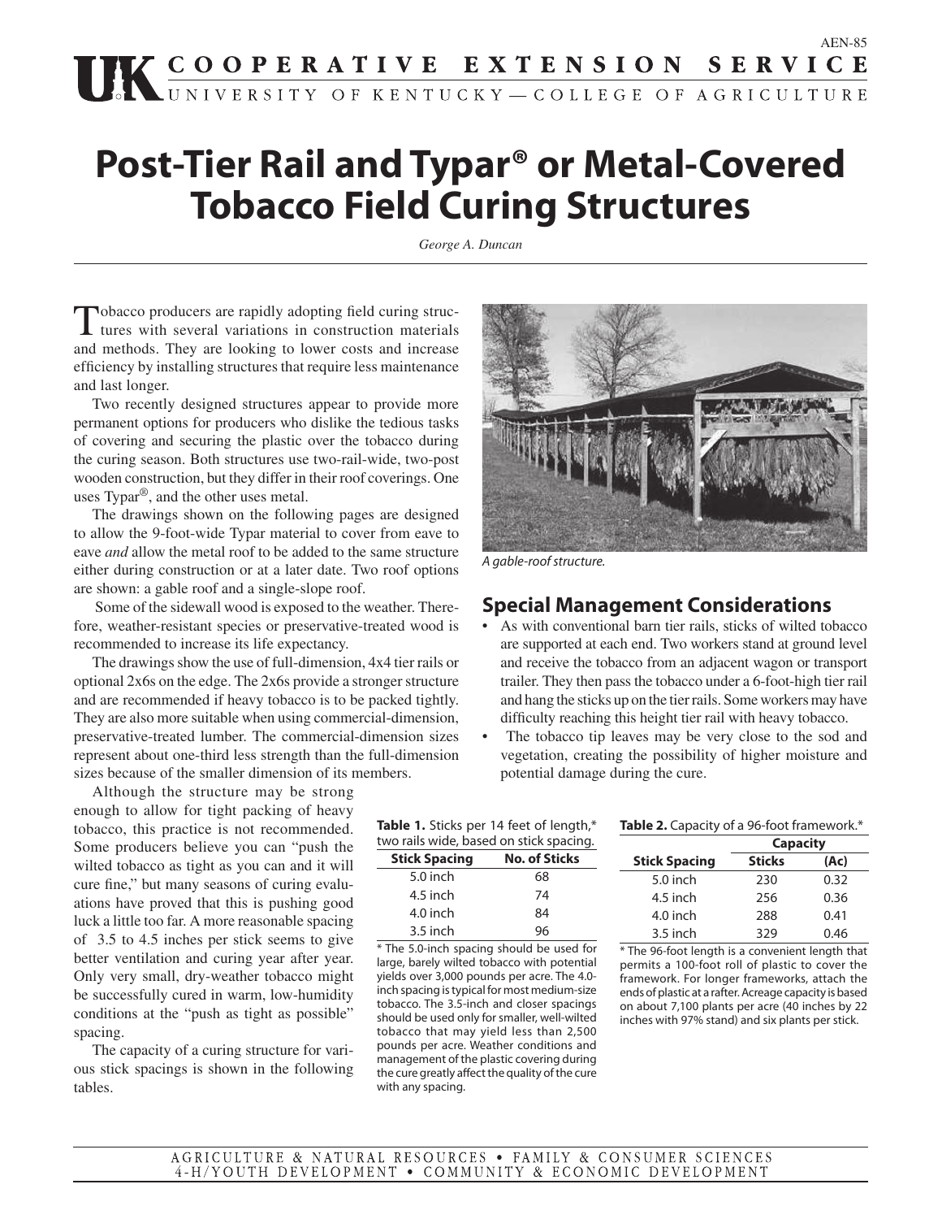# Post-Tier Rail and Typar® or Metal-Covered Tobacco Field Curing Structures

*George A. Duncan*

Tobacco producers are rapidly adopting field curing structures with several variations in construction materials and methods. They are looking to lower costs and increase efficiency by installing structures that require less maintenance and last longer.

Two recently designed structures appear to provide more permanent options for producers who dislike the tedious tasks of covering and securing the plastic over the tobacco during the curing season. Both structures use two-rail-wide, two-post wooden construction, but they differ in their roof coverings. One uses Typar®, and the other uses metal.

The drawings shown on the following pages are designed to allow the 9-foot-wide Typar material to cover from eave to eave *and* allow the metal roof to be added to the same structure either during construction or at a later date. Two roof options are shown: a gable roof and a single-slope roof.

Some of the sidewall wood is exposed to the weather. Therefore, weather-resistant species or preservative-treated wood is recommended to increase its life expectancy.

The drawings show the use of full-dimension, 4x4 tier rails or optional 2x6s on the edge. The 2x6s provide a stronger structure and are recommended if heavy tobacco is to be packed tightly. They are also more suitable when using commercial-dimension, preservative-treated lumber. The commercial-dimension sizes represent about one-third less strength than the full-dimension sizes because of the smaller dimension of its members.

Although the structure may be strong enough to allow for tight packing of heavy tobacco, this practice is not recommended. Some producers believe you can "push the wilted tobacco as tight as you can and it will cure fine," but many seasons of curing evaluations have proved that this is pushing good luck a little too far. A more reasonable spacing of 3.5 to 4.5 inches per stick seems to give better ventilation and curing year after year. Only very small, dry-weather tobacco might be successfully cured in warm, low-humidity conditions at the "push as tight as possible" spacing.

The capacity of a curing structure for various stick spacings is shown in the following tables.

*A gable-roof structure.*

## Special Management Considerations

- As with conventional barn tier rails, sticks of wilted tobacco are supported at each end. Two workers stand at ground level and receive the tobacco from an adjacent wagon or transport trailer. They then pass the tobacco under a 6-foot-high tier rail and hang the sticks up on the tier rails. Some workers may have difficulty reaching this height tier rail with heavy tobacco.
- The tobacco tip leaves may be very close to the sod and vegetation, creating the possibility of higher moisture and potential damage during the cure.

**Table 1.** Sticks per 14 feet of length,* two rails wide, based on stick spacing.

| Stick Spacing | No. of Sticks |
|---|---|
| 5.0 inch | 68 |
| 4.5 inch | 74 |
| 4.0 inch | 84 |
| 3.5 inch | 96 |

* The 5.0-inch spacing should be used for large, barely wilted tobacco with potential yields over 3,000 pounds per acre. The 4.0-inch spacing is typical for most medium-size tobacco. The 3.5-inch and closer spacings should be used only for smaller, well-wilted tobacco that may yield less than 2,500 pounds per acre. Weather conditions and management of the plastic covering during the cure greatly affect the quality of the cure with any spacing.

**Table 2.** Capacity of a 96-foot framework.*

| | Capacity | |
|---|---|---|
| **Stick Spacing** | **Sticks** | **(Ac)** |
| 5.0 inch | 230 | 0.32 |
| 4.5 inch | 256 | 0.36 |
| 4.0 inch | 288 | 0.41 |
| 3.5 inch | 329 | 0.46 |

* The 96-foot length is a convenient length that permits a 100-foot roll of plastic to cover the framework. For longer frameworks, attach the ends of plastic at a rafter. Acreage capacity is based on about 7,100 plants per acre (40 inches by 22 inches with 97% stand) and six plants per stick.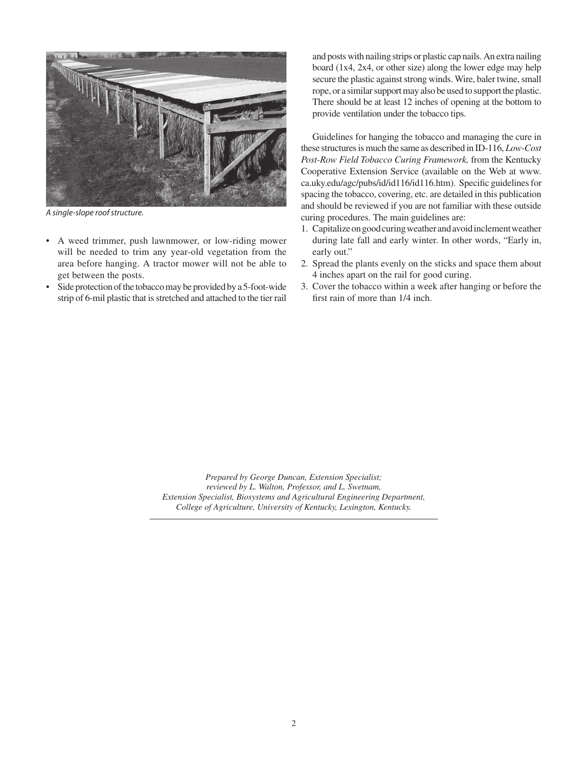A single-slope roof structure.

- A weed trimmer, push lawnmower, or low-riding mower will be needed to trim any year-old vegetation from the area before hanging. A tractor mower will not be able to get between the posts.
- Side protection of the tobacco may be provided by a 5-foot-wide strip of 6-mil plastic that is stretched and attached to the tier rail and posts with nailing strips or plastic cap nails. An extra nailing board (1x4, 2x4, or other size) along the lower edge may help secure the plastic against strong winds. Wire, baler twine, small rope, or a similar support may also be used to support the plastic. There should be at least 12 inches of opening at the bottom to provide ventilation under the tobacco tips.

Guidelines for hanging the tobacco and managing the cure in these structures is much the same as described in ID-116, *Low-Cost Post-Row Field Tobacco Curing Framework,* from the Kentucky Cooperative Extension Service (available on the Web at www.ca.uky.edu/agc/pubs/id/id116/id116.htm). Specific guidelines for spacing the tobacco, covering, etc. are detailed in this publication and should be reviewed if you are not familiar with these outside curing procedures. The main guidelines are:

1. Capitalize on good curing weather and avoid inclement weather during late fall and early winter. In other words, "Early in, early out."
2. Spread the plants evenly on the sticks and space them about 4 inches apart on the rail for good curing.
3. Cover the tobacco within a week after hanging or before the first rain of more than 1/4 inch.

*Prepared by George Duncan, Extension Specialist; reviewed by L. Walton, Professor, and L. Swetnam, Extension Specialist, Biosystems and Agricultural Engineering Department, College of Agriculture, University of Kentucky, Lexington, Kentucky.*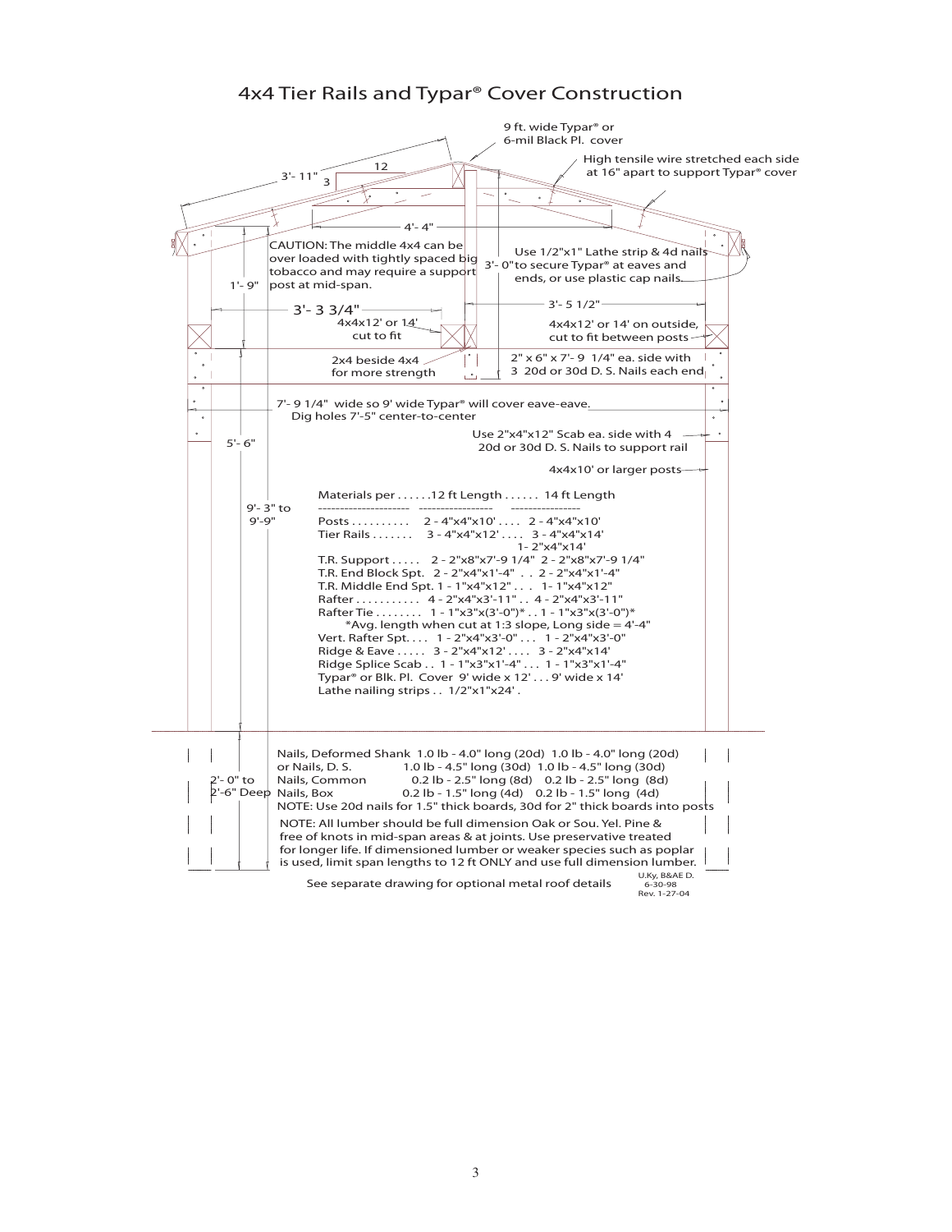# 4x4 Tier Rails and Typar® Cover Construction

9 ft. wide Typar® or 6-mil Black Pl. cover

High tensile wire stretched each side at 16" apart to support Typar® cover

3'- 11"

12

3

4'- 4"

CAUTION: The middle 4x4 can be over loaded with tightly spaced big tobacco and may require a support post at mid-span.

Use 1/2"x1" Lathe strip & 4d nails to secure Typar® at eaves and ends, or use plastic cap nails.

3'- 0"

1'- 9"

3'- 3 3/4"

3'- 5 1/2"

4x4x12' or 14' cut to fit

4x4x12' or 14' on outside, cut to fit between posts

2x4 beside 4x4 for more strength

2" x 6" x 7'- 9 1/4" ea. side with 3 20d or 30d D. S. Nails each end

7'- 9 1/4" wide so 9' wide Typar® will cover eave-eave. Dig holes 7'-5" center-to-center

Use 2"x4"x12" Scab ea. side with 4 20d or 30d D. S. Nails to support rail

5'- 6"

4x4x10' or larger posts

9'- 3" to 9'-9"

| Materials per | 12 ft Length | 14 ft Length |
|---|---|---|
| Posts | 2 - 4"x4"x10' | 2 - 4"x4"x10' |
| Tier Rails | 3 - 4"x4"x12' | 3 - 4"x4"x14'<br>1- 2"x4"x14' |
| T.R. Support | 2 - 2"x8"x7'-9 1/4" | 2 - 2"x8"x7'-9 1/4" |
| T.R. End Block Spt. | 2 - 2"x4"x1'-4" | 2 - 2"x4"x1'-4" |
| T.R. Middle End Spt. | 1 - 1"x4"x12" | 1- 1"x4"x12" |
| Rafter | 4 - 2"x4"x3'-11" | 4 - 2"x4"x3'-11" |
| Rafter Tie | 1 - 1"x3"x(3'-0")* | 1 - 1"x3"x(3'-0")* |
| Vert. Rafter Spt. | 1 - 2"x4"x3'-0" | 1 - 2"x4"x3'-0" |
| Ridge & Eave | 3 - 2"x4"x12' | 3 - 2"x4"x14' |
| Ridge Splice Scab | 1 - 1"x3"x1'-4" | 1 - 1"x3"x1'-4" |
| Typar® or Blk. Pl. Cover | 9' wide x 12' | 9' wide x 14' |
| Lathe nailing strips | 1/2"x1"x24' | |

*Avg. length when cut at 1:3 slope, Long side = 4'-4"

2'- 0" to 2'-6" Deep

| Nails | 12 ft Length | 14 ft Length |
|---|---|---|
| Nails, Deformed Shank | 1.0 lb - 4.0" long (20d) | 1.0 lb - 4.0" long (20d) |
| or Nails, D. S. | 1.0 lb - 4.5" long (30d) | 1.0 lb - 4.5" long (30d) |
| Nails, Common | 0.2 lb - 2.5" long (8d) | 0.2 lb - 2.5" long (8d) |
| Nails, Box | 0.2 lb - 1.5" long (4d) | 0.2 lb - 1.5" long (4d) |

NOTE: Use 20d nails for 1.5" thick boards, 30d for 2" thick boards into posts

NOTE: All lumber should be full dimension Oak or Sou. Yel. Pine & free of knots in mid-span areas & at joints. Use preservative treated for longer life. If dimensioned lumber or weaker species such as poplar is used, limit span lengths to 12 ft ONLY and use full dimension lumber.

See separate drawing for optional metal roof details

U.Ky, B&AE D. 6-30-98 Rev. 1-27-04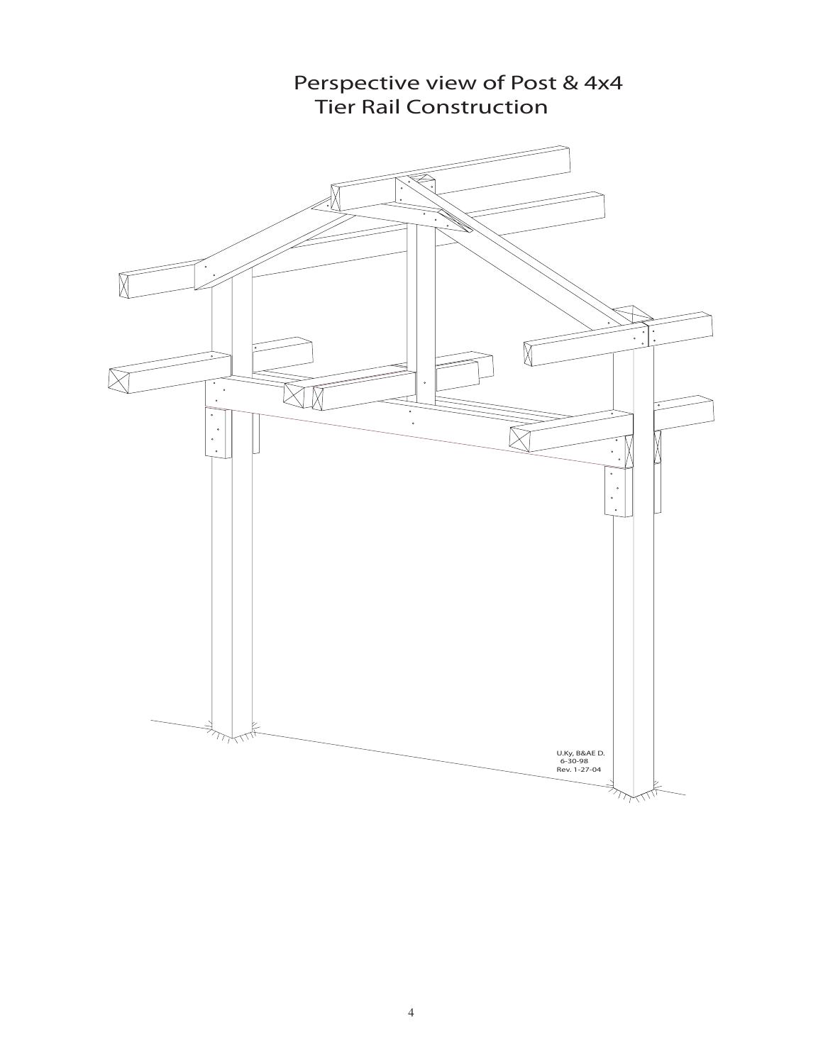# Perspective view of Post & 4x4 Tier Rail Construction

U.Ky, B&AE D.
6-30-98
Rev. 1-27-04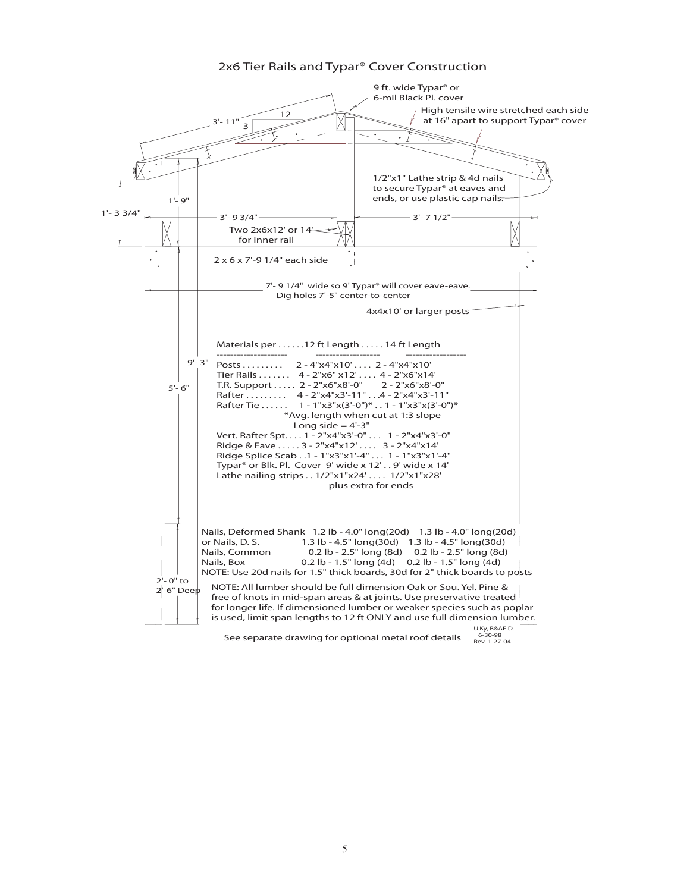# 2x6 Tier Rails and Typar® Cover Construction

9 ft. wide Typar® or 6-mil Black Pl. cover

High tensile wire stretched each side at 16" apart to support Typar® cover

3'- 11"

12

3

1/2"x1" Lathe strip & 4d nails to secure Typar® at eaves and ends, or use plastic cap nails.

1'- 3 3/4"

1'- 9"

3'- 9 3/4"

3'- 7 1/2"

Two 2x6x12' or 14' for inner rail

2 x 6 x 7'-9 1/4" each side

7'- 9 1/4" wide so 9' Typar® will cover eave-eave. Dig holes 7'-5" center-to-center

4x4x10' or larger posts

9'- 3"

5'- 6"

| Materials per | 12 ft Length | 14 ft Length |
|---|---|---|
| Posts | 2 - 4"x4"x10' | 2 - 4"x4"x10' |
| Tier Rails | 4 - 2"x6" x12' | 4 - 2"x6"x14' |
| T.R. Support | 2 - 2"x6"x8'-0" | 2 - 2"x6"x8'-0" |
| Rafter | 4 - 2"x4"x3'-11" | 4 - 2"x4"x3'-11" |
| Rafter Tie | 1 - 1"x3"x(3'-0")* | 1 - 1"x3"x(3'-0")* |
| Vert. Rafter Spt. | 1 - 2"x4"x3'-0" | 1 - 2"x4"x3'-0" |
| Ridge & Eave | 3 - 2"x4"x12' | 3 - 2"x4"x14' |
| Ridge Splice Scab | 1 - 1"x3"x1'-4" | 1 - 1"x3"x1'-4" |
| Typar® or Blk. Pl. Cover | 9' wide x 12' | 9' wide x 14' |
| Lathe nailing strips | 1/2"x1"x24' | 1/2"x1"x28' |

*Avg. length when cut at 1:3 slope Long side = 4'-3"

plus extra for ends

| | | |
|---|---|---|
| Nails, Deformed Shank | 1.2 lb - 4.0" long(20d) | 1.3 lb - 4.0" long(20d) |
| or Nails, D. S. | 1.3 lb - 4.5" long(30d) | 1.3 lb - 4.5" long(30d) |
| Nails, Common | 0.2 lb - 2.5" long (8d) | 0.2 lb - 2.5" long (8d) |
| Nails, Box | 0.2 lb - 1.5" long (4d) | 0.2 lb - 1.5" long (4d) |

NOTE: Use 20d nails for 1.5" thick boards, 30d for 2" thick boards to posts

2'- 0" to 2'-6" Deep

NOTE: All lumber should be full dimension Oak or Sou. Yel. Pine & free of knots in mid-span areas & at joints. Use preservative treated for longer life. If dimensioned lumber or weaker species such as poplar is used, limit span lengths to 12 ft ONLY and use full dimension lumber.

See separate drawing for optional metal roof details

U.Ky, B&AE D. 6-30-98 Rev. 1-27-04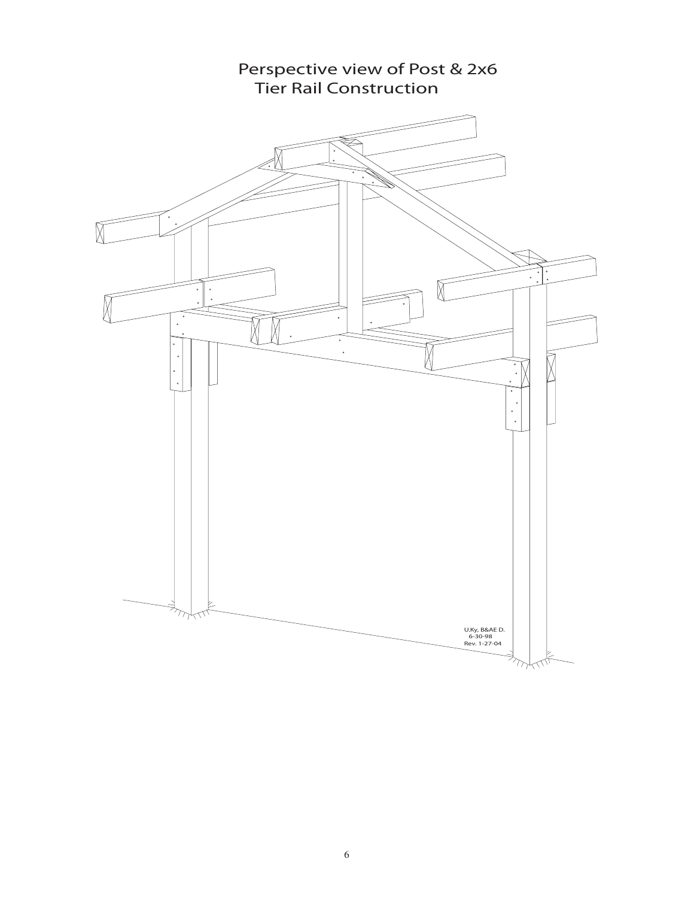# Perspective view of Post & 2x6 Tier Rail Construction

U.Ky, B&AE D.
6-30-98
Rev. 1-27-04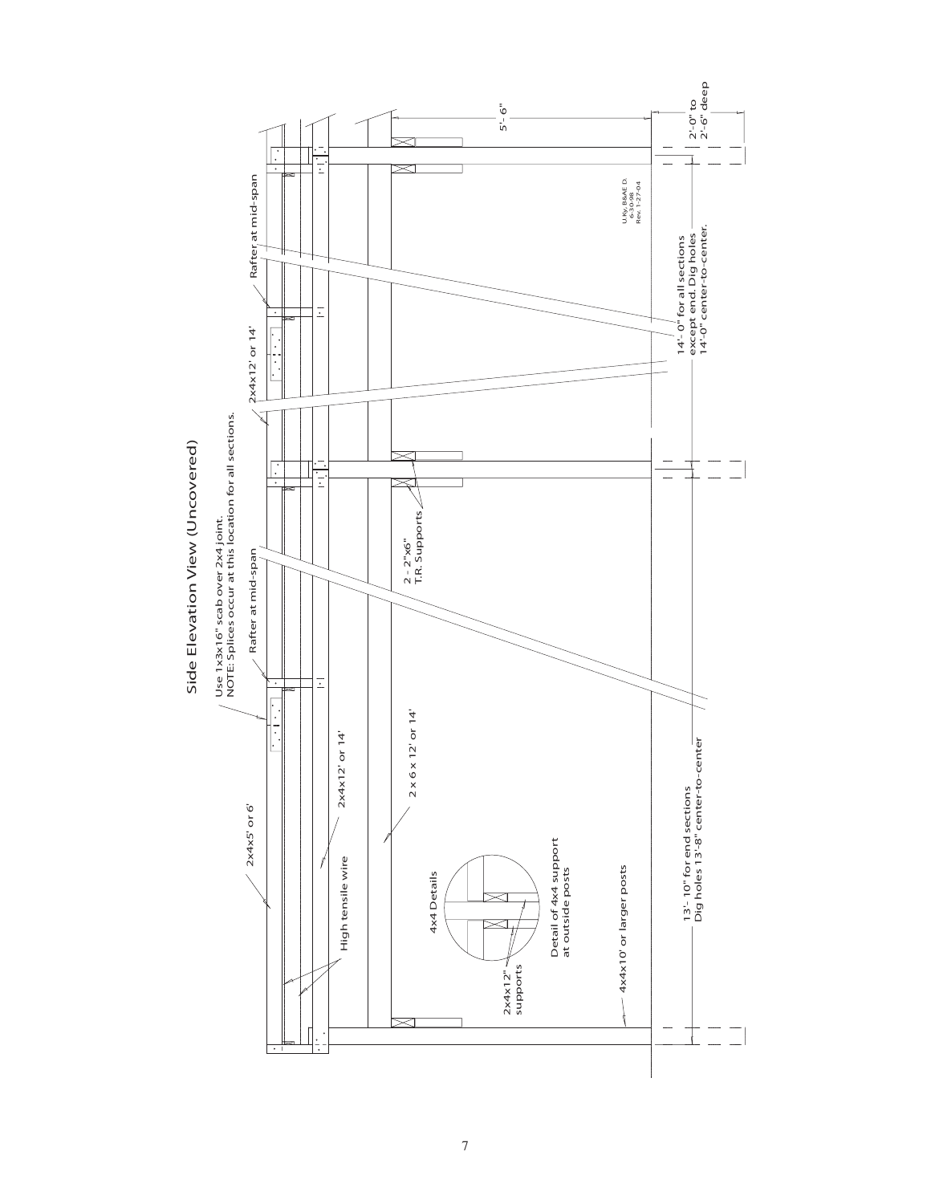## Side Elevation View (Uncovered)

Use 1x3x16" scab over 2x4 joint.
NOTE: Splices occur at this location for all sections.

Rafter at mid-span

Rafter at mid-span

2x4x5' or 6'

2x4x12' or 14'

2x4x12' or 14'

High tensile wire

2 x 6 x 12' or 14'

2 - 2"x6"
T.R. Supports

4x4 Details

2x4x12"
supports

Detail of 4x4 support
at outside posts

4x4x10' or larger posts

5'- 6"

2'-0" to
2'-6" deep

U.Ky. B&AE D.
6-30-98
Rev. 1-27-04

14'- 0" for all sections
except end. Dig holes
14'-0" center-to-center.

13'- 10" for end sections
Dig holes 13'-8" center-to-center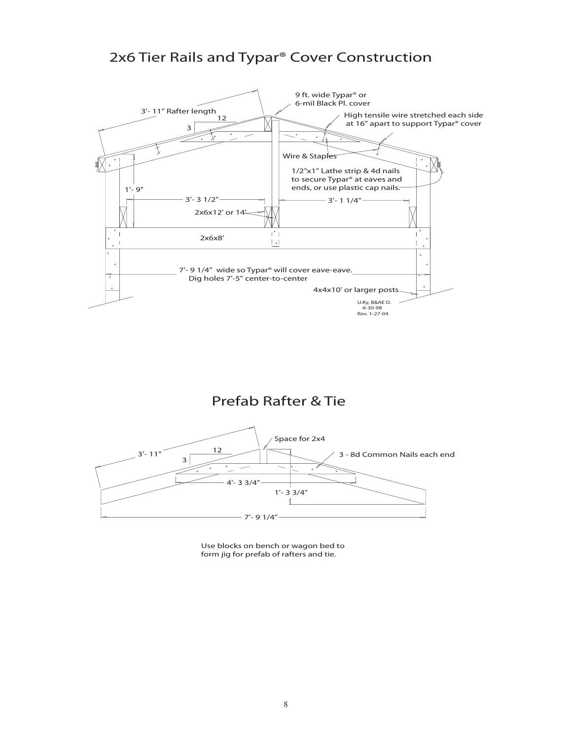# 2x6 Tier Rails and Typar® Cover Construction

3'- 11" Rafter length

12

3

9 ft. wide Typar® or 6-mil Black Pl. cover

High tensile wire stretched each side at 16" apart to support Typar® cover

Wire & Staples

1/2"x1" Lathe strip & 4d nails to secure Typar® at eaves and ends, or use plastic cap nails.

1'- 9"

3'- 3 1/2"

3'- 1 1/4"

2x6x12' or 14'

2x6x8'

7'- 9 1/4" wide so Typar® will cover eave-eave. Dig holes 7'-5" center-to-center

4x4x10' or larger posts

U.Ky, B&AE D. 6-30-98 Rev. 1-27-04

# Prefab Rafter & Tie

3'- 11"

12

3

Space for 2x4

3 - 8d Common Nails each end

4'- 3 3/4"

1'- 3 3/4"

7'- 9 1/4"

Use blocks on bench or wagon bed to form jig for prefab of rafters and tie.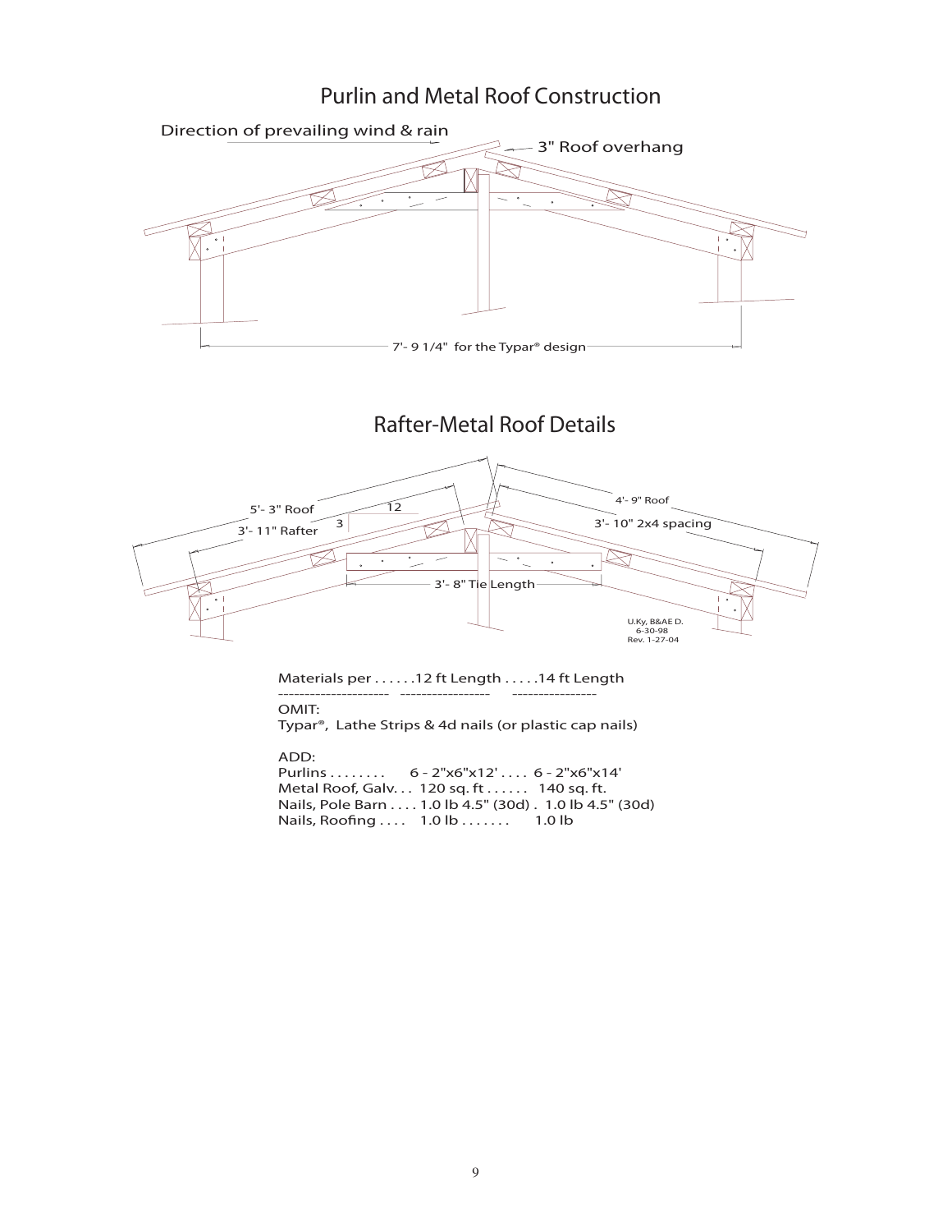# Purlin and Metal Roof Construction

Direction of prevailing wind & rain

3" Roof overhang

7'- 9 1/4" for the Typar® design

# Rafter-Metal Roof Details

5'- 3" Roof

3'- 11" Rafter

12

3

4'- 9" Roof

3'- 10" 2x4 spacing

3'- 8" Tie Length

U.Ky, B&AE D.
6-30-98
Rev. 1-27-04

Materials per . . . . . .12 ft Length . . . . .14 ft Length

--------------------- ----------------- ----------------

OMIT:

Typar®, Lathe Strips & 4d nails (or plastic cap nails)

ADD:

Purlins . . . . . . . . 6 - 2"x6"x12' . . . . 6 - 2"x6"x14'

Metal Roof, Galv. . . 120 sq. ft . . . . . . 140 sq. ft.

Nails, Pole Barn . . . . 1.0 lb 4.5" (30d) . 1.0 lb 4.5" (30d)

Nails, Roofing . . . . 1.0 lb . . . . . . . 1.0 lb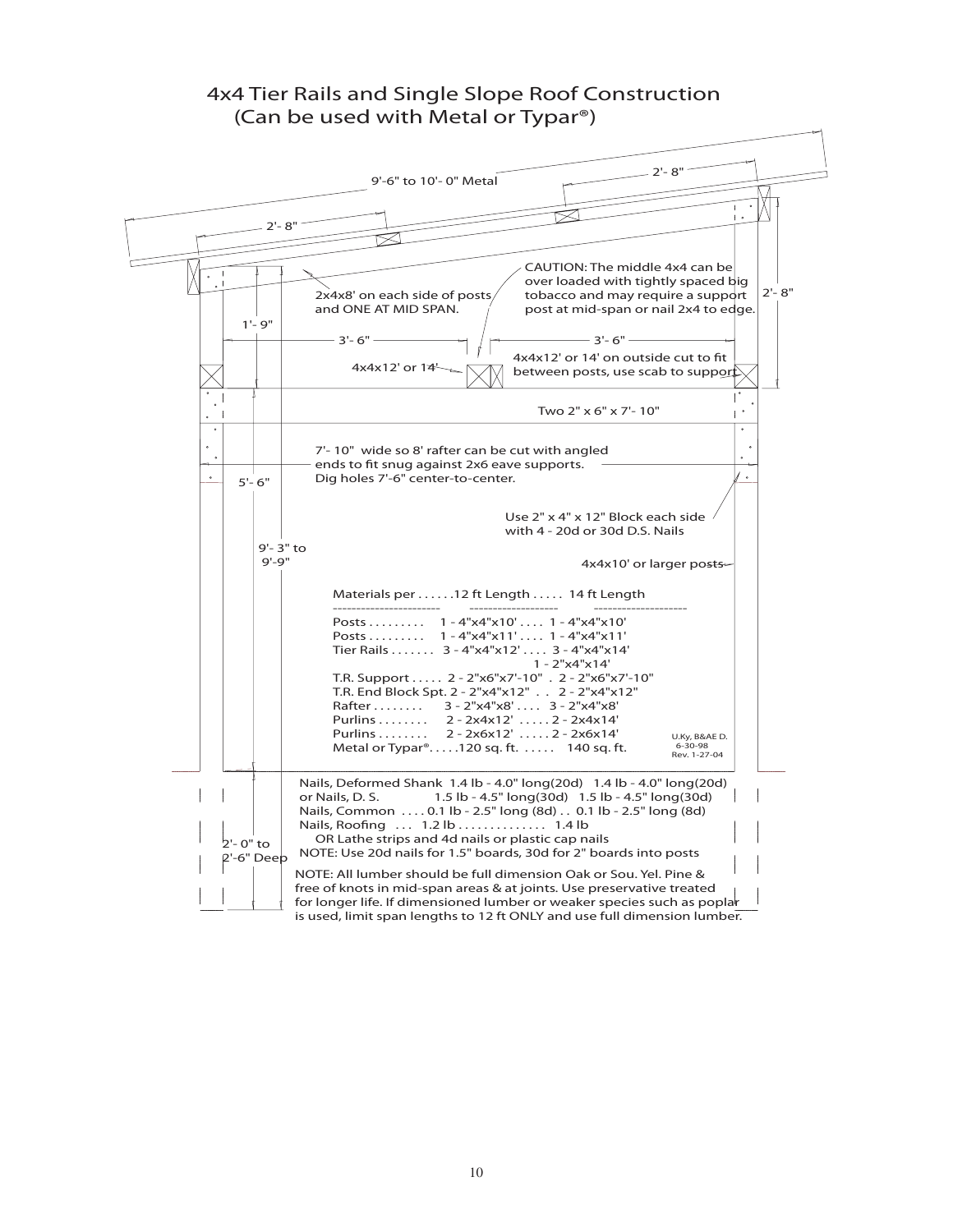# 4x4 Tier Rails and Single Slope Roof Construction (Can be used with Metal or Typar®)

9'-6" to 10'- 0" Metal

2'- 8"

2'- 8"

2x4x8' on each side of posts and ONE AT MID SPAN.

CAUTION: The middle 4x4 can be over loaded with tightly spaced big tobacco and may require a support post at mid-span or nail 2x4 to edge.

2'- 8"

1'- 9"

3'- 6"

3'- 6"

4x4x12' or 14'

4x4x12' or 14' on outside cut to fit between posts, use scab to support.

Two 2" x 6" x 7'- 10"

7'- 10" wide so 8' rafter can be cut with angled ends to fit snug against 2x6 eave supports. Dig holes 7'-6" center-to-center.

5'- 6"

Use 2" x 4" x 12" Block each side with 4 - 20d or 30d D.S. Nails

9'- 3" to 9'-9"

4x4x10' or larger posts

| Materials per | 12 ft Length | 14 ft Length |
|---|---|---|
| Posts | 1 - 4"x4"x10' | 1 - 4"x4"x10' |
| Posts | 1 - 4"x4"x11' | 1 - 4"x4"x11' |
| Tier Rails | 3 - 4"x4"x12' | 3 - 4"x4"x14' |
| | | 1 - 2"x4"x14' |
| T.R. Support | 2 - 2"x6"x7'-10" | 2 - 2"x6"x7'-10" |
| T.R. End Block Spt. | 2 - 2"x4"x12" | 2 - 2"x4"x12" |
| Rafter | 3 - 2"x4"x8' | 3 - 2"x4"x8' |
| Purlins | 2 - 2x4x12' | 2 - 2x4x14' |
| Purlins | 2 - 2x6x12' | 2 - 2x6x14' |
| Metal or Typar® | 120 sq. ft. | 140 sq. ft. |

U.Ky, B&AE D.
6-30-98
Rev. 1-27-04

| | | |
|---|---|---|
| Nails, Deformed Shank | 1.4 lb - 4.0" long(20d) | 1.4 lb - 4.0" long(20d) |
| or Nails, D. S. | 1.5 lb - 4.5" long(30d) | 1.5 lb - 4.5" long(30d) |
| Nails, Common | 0.1 lb - 2.5" long (8d) | 0.1 lb - 2.5" long (8d) |
| Nails, Roofing | 1.2 lb | 1.4 lb |

OR Lathe strips and 4d nails or plastic cap nails

NOTE: Use 20d nails for 1.5" boards, 30d for 2" boards into posts

2'- 0" to 2'-6" Deep

NOTE: All lumber should be full dimension Oak or Sou. Yel. Pine & free of knots in mid-span areas & at joints. Use preservative treated for longer life. If dimensioned lumber or weaker species such as poplar is used, limit span lengths to 12 ft ONLY and use full dimension lumber.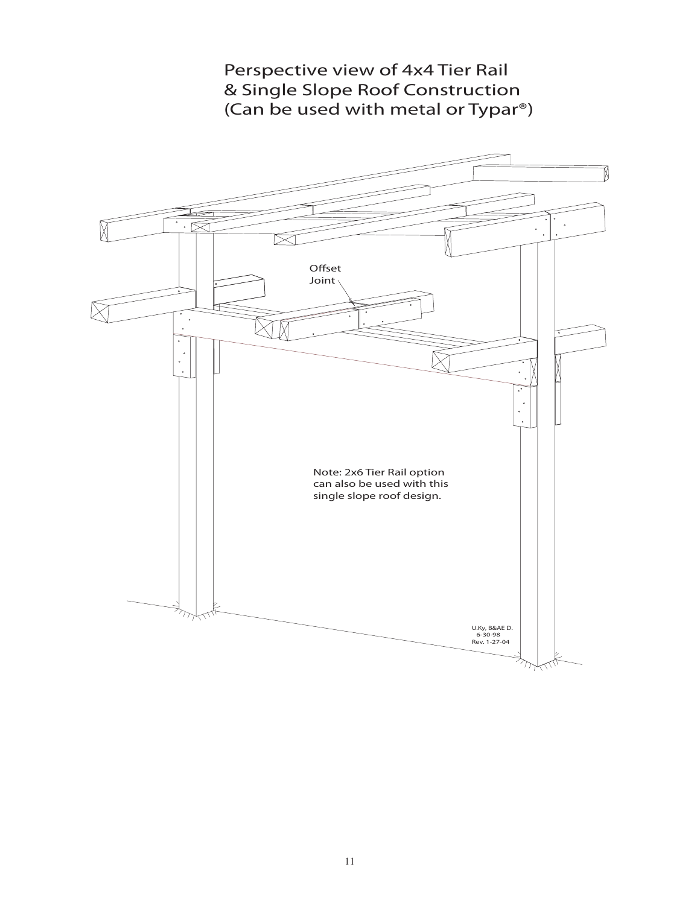# Perspective view of 4x4 Tier Rail & Single Slope Roof Construction (Can be used with metal or Typar®)

Offset Joint

Note: 2x6 Tier Rail option can also be used with this single slope roof design.

U.Ky, B&AE D.
6-30-98
Rev. 1-27-04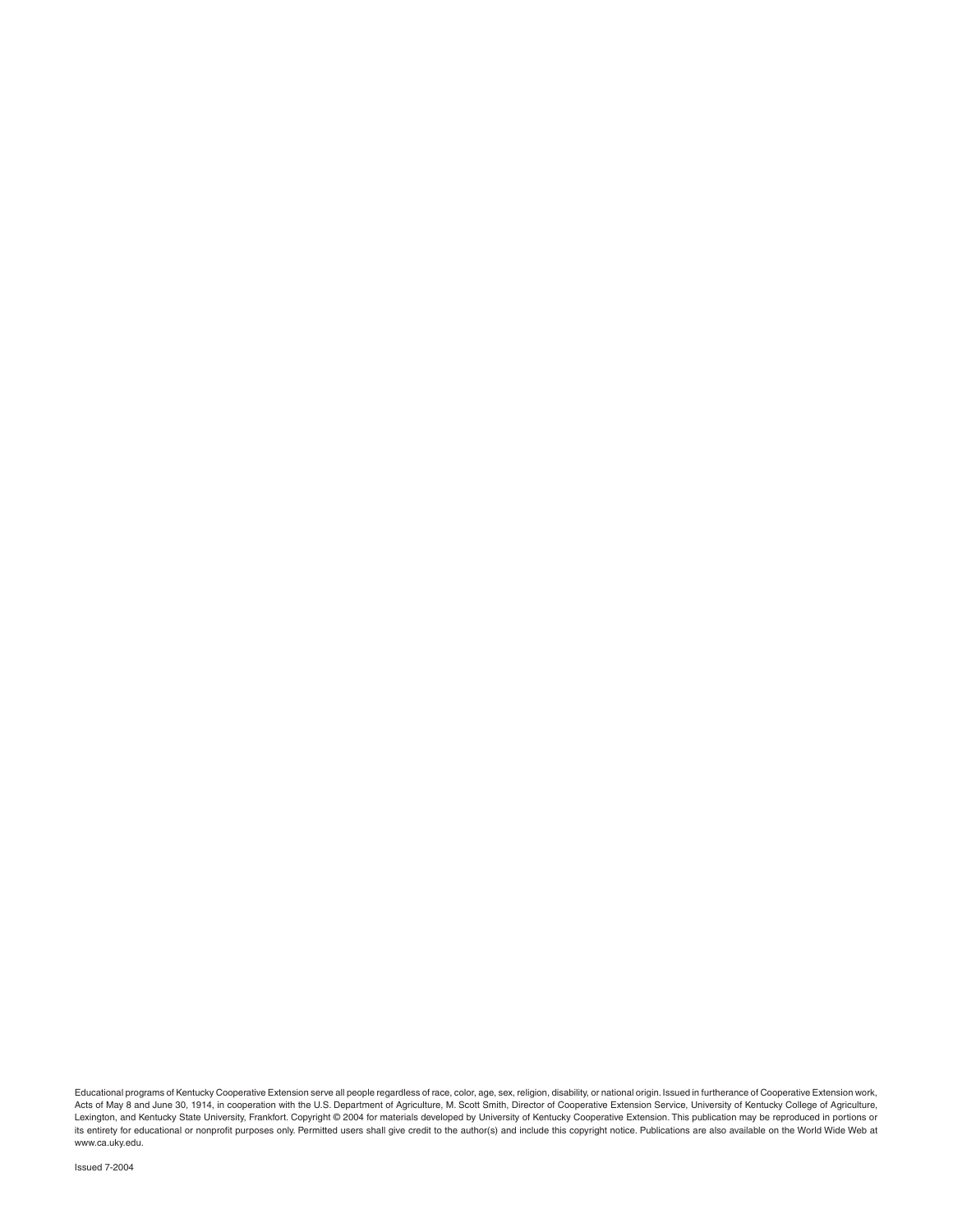Educational programs of Kentucky Cooperative Extension serve all people regardless of race, color, age, sex, religion, disability, or national origin. Issued in furtherance of Cooperative Extension work, Acts of May 8 and June 30, 1914, in cooperation with the U.S. Department of Agriculture, M. Scott Smith, Director of Cooperative Extension Service, University of Kentucky College of Agriculture, Lexington, and Kentucky State University, Frankfort. Copyright © 2004 for materials developed by University of Kentucky Cooperative Extension. This publication may be reproduced in portions or its entirety for educational or nonprofit purposes only. Permitted users shall give credit to the author(s) and include this copyright notice. Publications are also available on the World Wide Web at www.ca.uky.edu.

Issued 7-2004